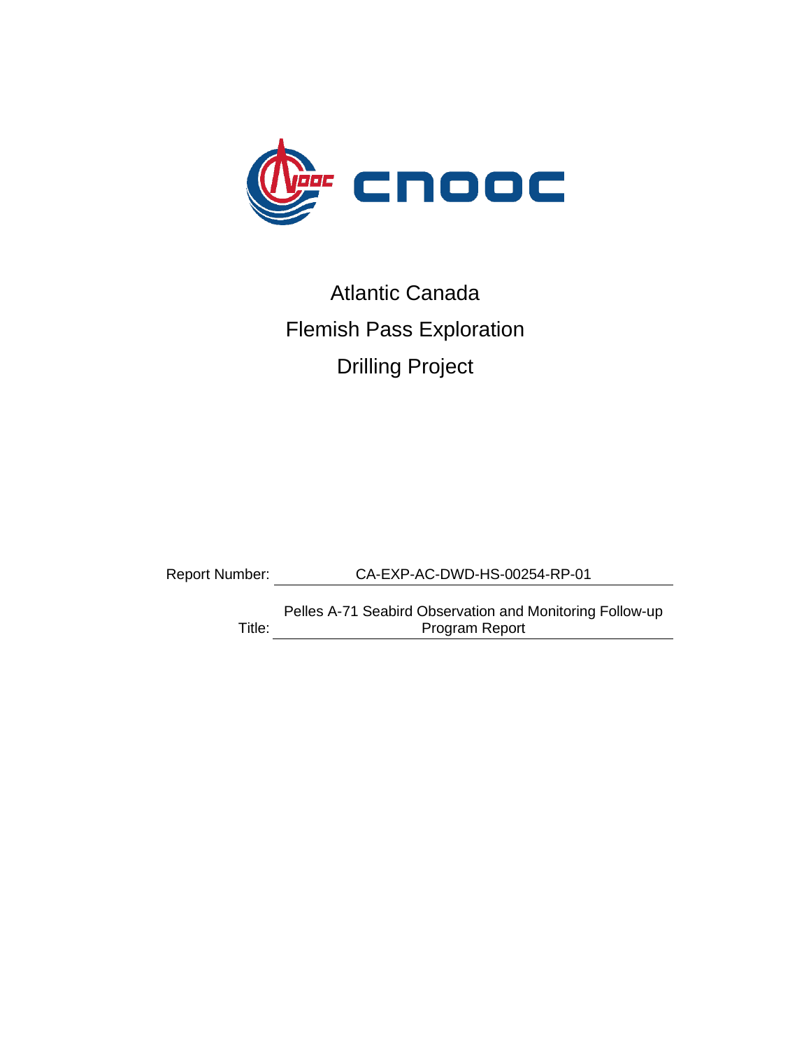CNOOC

# Atlantic Canada
# Flemish Pass Exploration
# Drilling Project

Report Number: CA-EXP-AC-DWD-HS-00254-RP-01

Title: Pelles A-71 Seabird Observation and Monitoring Follow-up Program Report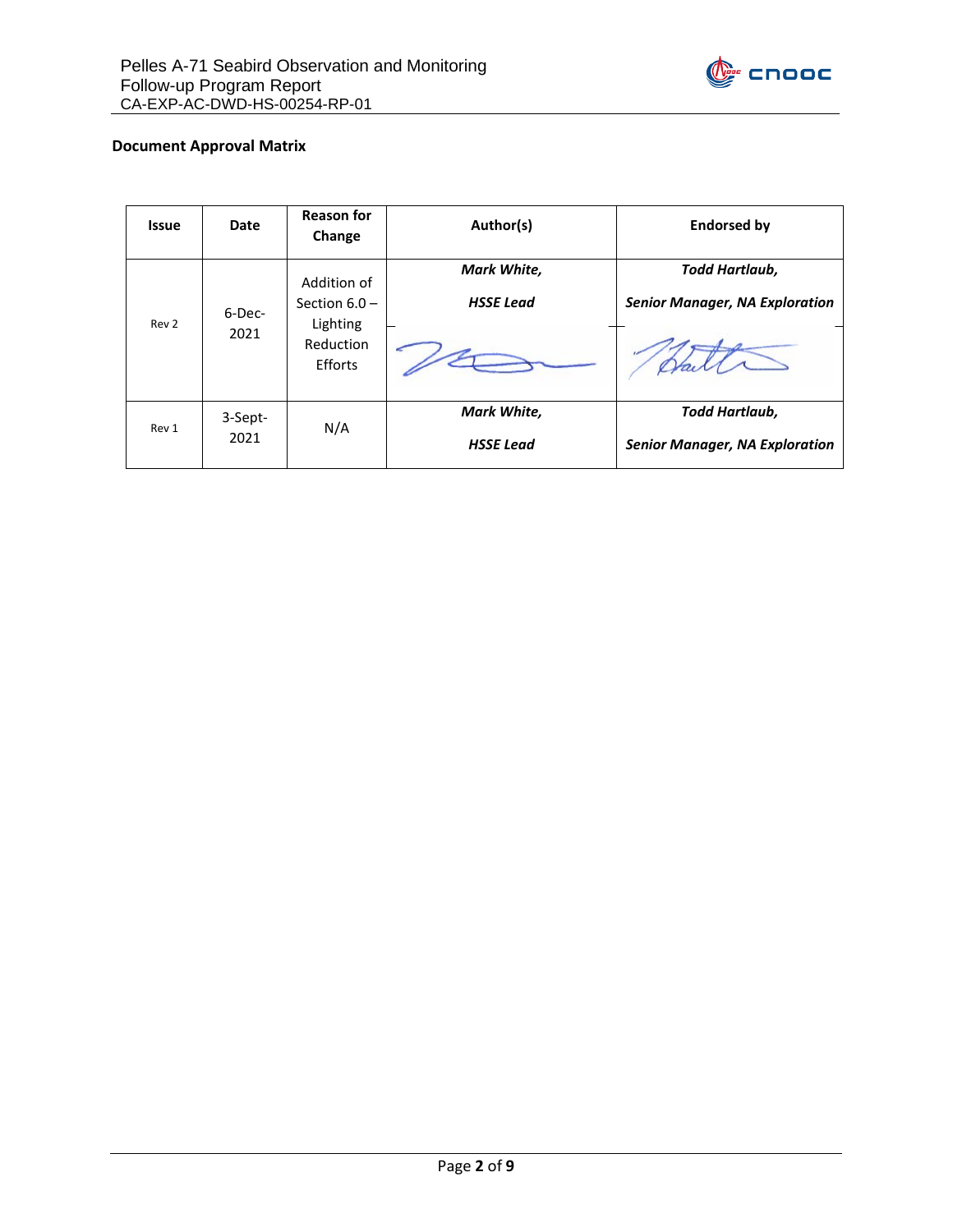**Document Approval Matrix**

| Issue | Date | Reason for Change | Author(s) | Endorsed by |
|---|---|---|---|---|
| Rev 2 | 6-Dec-2021 | Addition of Section 6.0 – Lighting Reduction Efforts | ***Mark White,*** ***HSSE Lead*** | ***Todd Hartlaub,*** ***Senior Manager, NA Exploration*** |
| Rev 1 | 3-Sept-2021 | N/A | ***Mark White,*** ***HSSE Lead*** | ***Todd Hartlaub,*** ***Senior Manager, NA Exploration*** |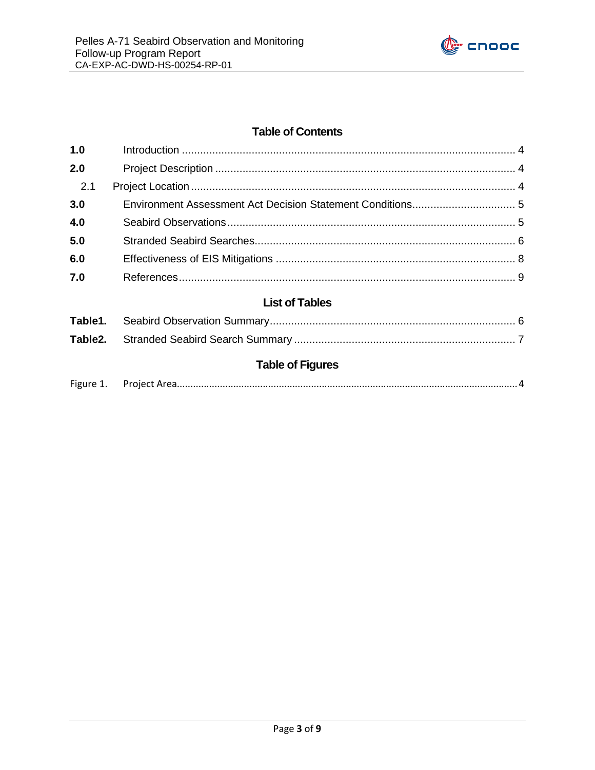## Table of Contents

| | | |
|---|---|---|
| **1.0** | Introduction | 4 |
| **2.0** | Project Description | 4 |
| 2.1 | Project Location | 4 |
| **3.0** | Environment Assessment Act Decision Statement Conditions | 5 |
| **4.0** | Seabird Observations | 5 |
| **5.0** | Stranded Seabird Searches | 6 |
| **6.0** | Effectiveness of EIS Mitigations | 8 |
| **7.0** | References | 9 |

## List of Tables

| | | |
|---|---|---|
| **Table1.** | Seabird Observation Summary | 6 |
| **Table2.** | Stranded Seabird Search Summary | 7 |

## Table of Figures

| | | |
|---|---|---|
| Figure 1. | Project Area | 4 |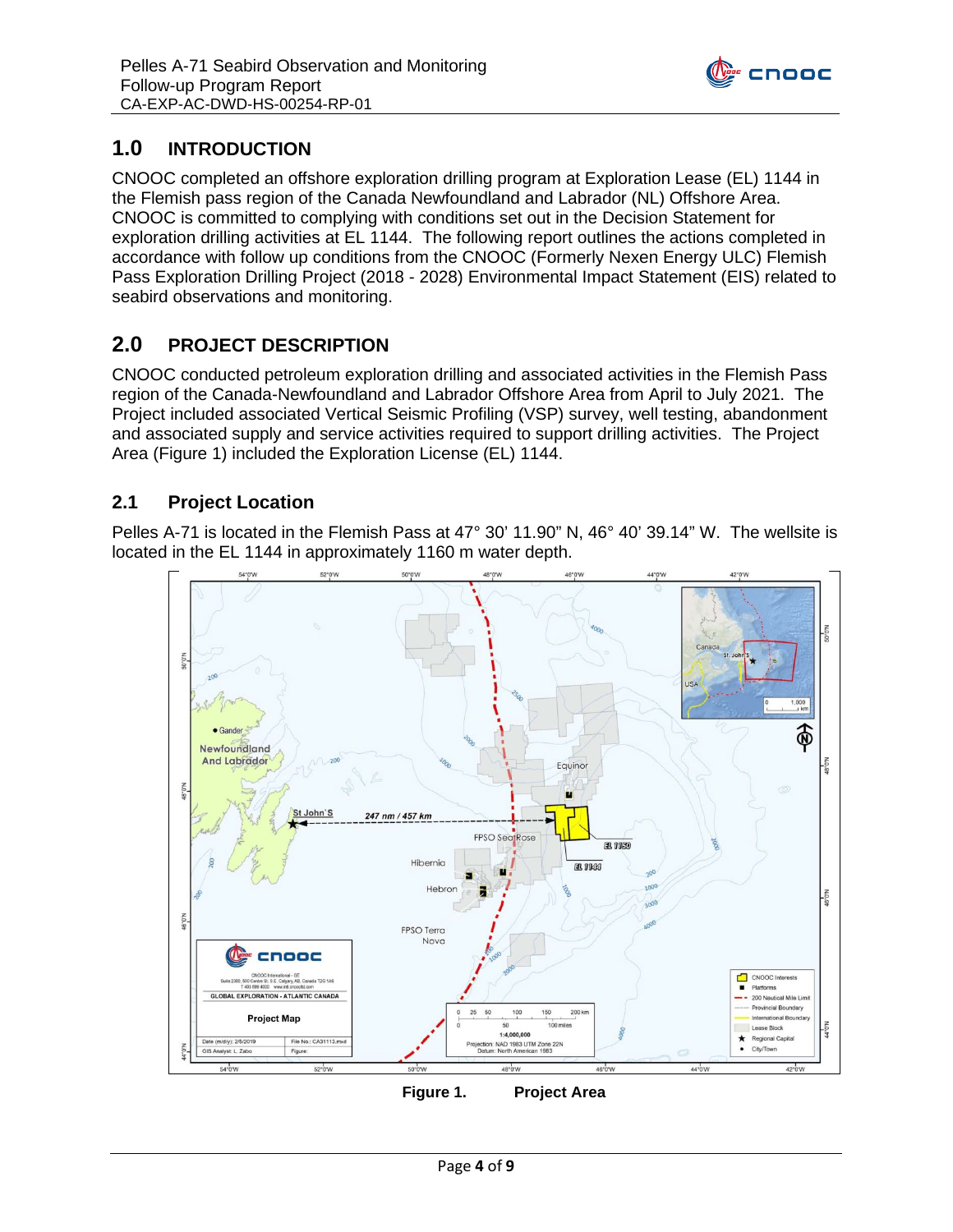## 1.0 INTRODUCTION

CNOOC completed an offshore exploration drilling program at Exploration Lease (EL) 1144 in the Flemish pass region of the Canada Newfoundland and Labrador (NL) Offshore Area. CNOOC is committed to complying with conditions set out in the Decision Statement for exploration drilling activities at EL 1144. The following report outlines the actions completed in accordance with follow up conditions from the CNOOC (Formerly Nexen Energy ULC) Flemish Pass Exploration Drilling Project (2018 - 2028) Environmental Impact Statement (EIS) related to seabird observations and monitoring.

## 2.0 PROJECT DESCRIPTION

CNOOC conducted petroleum exploration drilling and associated activities in the Flemish Pass region of the Canada-Newfoundland and Labrador Offshore Area from April to July 2021. The Project included associated Vertical Seismic Profiling (VSP) survey, well testing, abandonment and associated supply and service activities required to support drilling activities. The Project Area (Figure 1) included the Exploration License (EL) 1144.

### 2.1 Project Location

Pelles A-71 is located in the Flemish Pass at 47° 30' 11.90" N, 46° 40' 39.14" W. The wellsite is located in the EL 1144 in approximately 1160 m water depth.

**Figure 1. Project Area**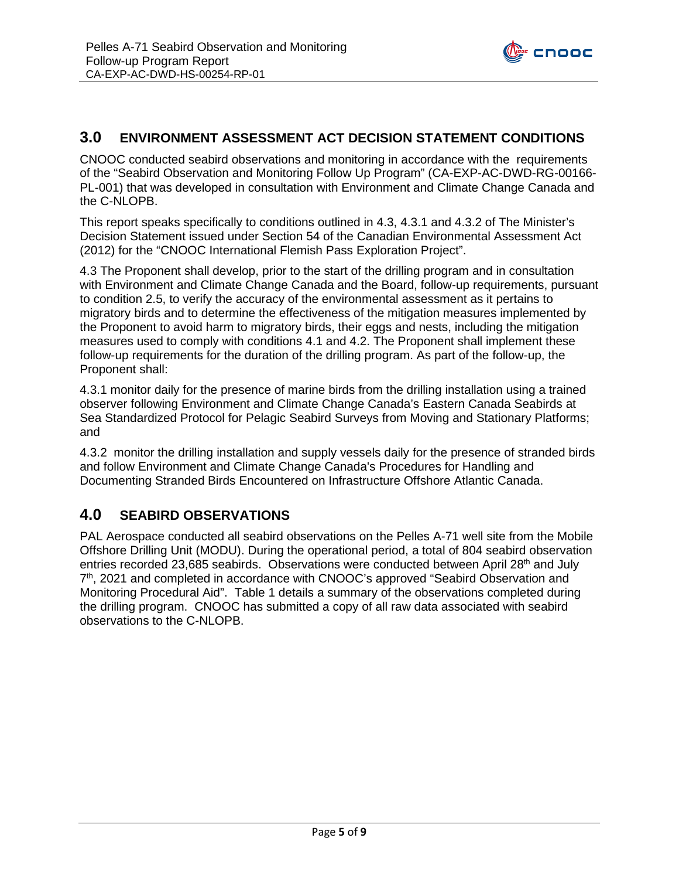## 3.0 ENVIRONMENT ASSESSMENT ACT DECISION STATEMENT CONDITIONS

CNOOC conducted seabird observations and monitoring in accordance with the requirements of the "Seabird Observation and Monitoring Follow Up Program" (CA-EXP-AC-DWD-RG-00166-PL-001) that was developed in consultation with Environment and Climate Change Canada and the C-NLOPB.

This report speaks specifically to conditions outlined in 4.3, 4.3.1 and 4.3.2 of The Minister's Decision Statement issued under Section 54 of the Canadian Environmental Assessment Act (2012) for the "CNOOC International Flemish Pass Exploration Project".

4.3 The Proponent shall develop, prior to the start of the drilling program and in consultation with Environment and Climate Change Canada and the Board, follow-up requirements, pursuant to condition 2.5, to verify the accuracy of the environmental assessment as it pertains to migratory birds and to determine the effectiveness of the mitigation measures implemented by the Proponent to avoid harm to migratory birds, their eggs and nests, including the mitigation measures used to comply with conditions 4.1 and 4.2. The Proponent shall implement these follow-up requirements for the duration of the drilling program. As part of the follow-up, the Proponent shall:

4.3.1 monitor daily for the presence of marine birds from the drilling installation using a trained observer following Environment and Climate Change Canada's Eastern Canada Seabirds at Sea Standardized Protocol for Pelagic Seabird Surveys from Moving and Stationary Platforms; and

4.3.2 monitor the drilling installation and supply vessels daily for the presence of stranded birds and follow Environment and Climate Change Canada's Procedures for Handling and Documenting Stranded Birds Encountered on Infrastructure Offshore Atlantic Canada.

## 4.0 SEABIRD OBSERVATIONS

PAL Aerospace conducted all seabird observations on the Pelles A-71 well site from the Mobile Offshore Drilling Unit (MODU). During the operational period, a total of 804 seabird observation entries recorded 23,685 seabirds. Observations were conducted between April 28th and July 7th, 2021 and completed in accordance with CNOOC's approved "Seabird Observation and Monitoring Procedural Aid". Table 1 details a summary of the observations completed during the drilling program. CNOOC has submitted a copy of all raw data associated with seabird observations to the C-NLOPB.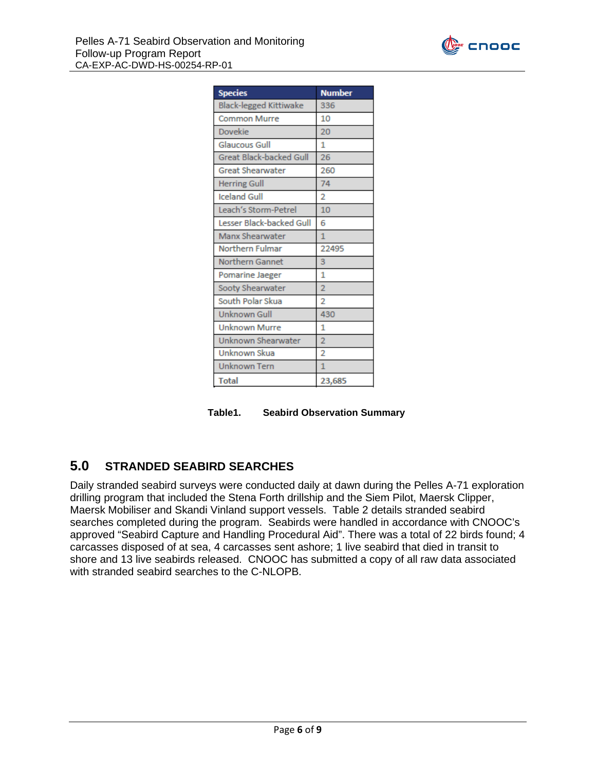| Species | Number |
|---|---|
| Black-legged Kittiwake | 336 |
| Common Murre | 10 |
| Dovekie | 20 |
| Glaucous Gull | 1 |
| Great Black-backed Gull | 26 |
| Great Shearwater | 260 |
| Herring Gull | 74 |
| Iceland Gull | 2 |
| Leach's Storm-Petrel | 10 |
| Lesser Black-backed Gull | 6 |
| Manx Shearwater | 1 |
| Northern Fulmar | 22495 |
| Northern Gannet | 3 |
| Pomarine Jaeger | 1 |
| Sooty Shearwater | 2 |
| South Polar Skua | 2 |
| Unknown Gull | 430 |
| Unknown Murre | 1 |
| Unknown Shearwater | 2 |
| Unknown Skua | 2 |
| Unknown Tern | 1 |
| Total | 23,685 |

**Table1. Seabird Observation Summary**

## 5.0 STRANDED SEABIRD SEARCHES

Daily stranded seabird surveys were conducted daily at dawn during the Pelles A-71 exploration drilling program that included the Stena Forth drillship and the Siem Pilot, Maersk Clipper, Maersk Mobiliser and Skandi Vinland support vessels. Table 2 details stranded seabird searches completed during the program. Seabirds were handled in accordance with CNOOC's approved "Seabird Capture and Handling Procedural Aid". There was a total of 22 birds found; 4 carcasses disposed of at sea, 4 carcasses sent ashore; 1 live seabird that died in transit to shore and 13 live seabirds released. CNOOC has submitted a copy of all raw data associated with stranded seabird searches to the C-NLOPB.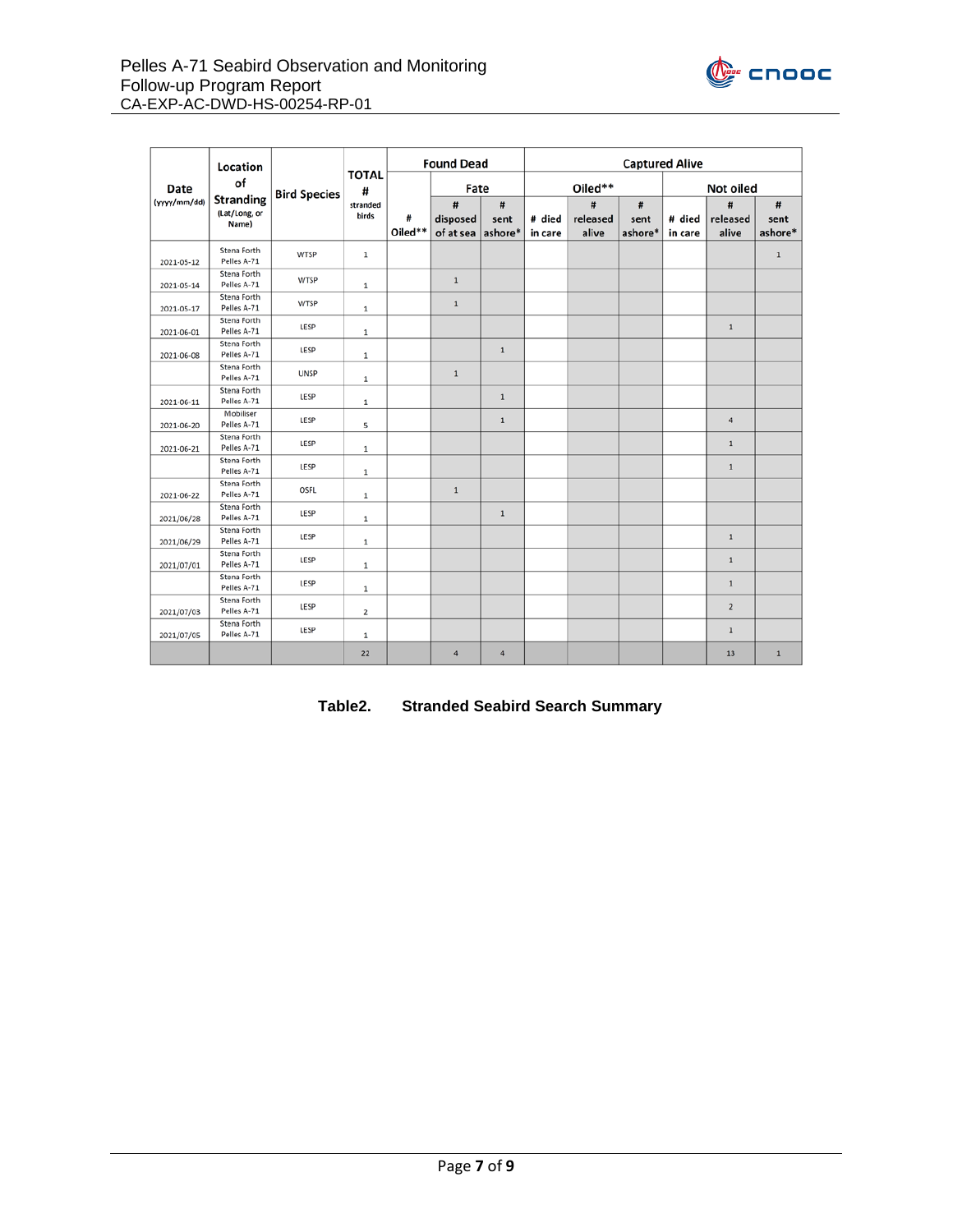| Date (yyyy/mm/dd) | Location of Stranding (Lat/Long, or Name) | Bird Species | TOTAL # stranded birds | Found Dead | | | Captured Alive | | | | | |
|---|---|---|---|---|---|---|---|---|---|---|---|---|
| | | | | # Oiled** | Fate | | Oiled** | | | Not oiled | | |
| | | | | | # disposed of at sea | # sent ashore* | # died in care | # released alive | # sent ashore* | # died in care | # released alive | # sent ashore* |
| 2021-05-12 | Stena Forth Pelles A-71 | WTSP | 1 | | | | | | | | | 1 |
| 2021-05-14 | Stena Forth Pelles A-71 | WTSP | 1 | | 1 | | | | | | | |
| 2021-05-17 | Stena Forth Pelles A-71 | WTSP | 1 | | 1 | | | | | | | |
| 2021-06-01 | Stena Forth Pelles A-71 | LESP | 1 | | | | | | | | 1 | |
| 2021-06-08 | Stena Forth Pelles A-71 | LESP | 1 | | | 1 | | | | | | |
| | Stena Forth Pelles A-71 | UNSP | 1 | | 1 | | | | | | | |
| 2021-06-11 | Stena Forth Pelles A-71 | LESP | 1 | | | 1 | | | | | | |
| 2021-06-20 | Mobiliser Pelles A-71 | LESP | 5 | | | 1 | | | | | 4 | |
| 2021-06-21 | Stena Forth Pelles A-71 | LESP | 1 | | | | | | | | 1 | |
| | Stena Forth Pelles A-71 | LESP | 1 | | | | | | | | 1 | |
| 2021-06-22 | Stena Forth Pelles A-71 | OSFL | 1 | | 1 | | | | | | | |
| 2021/06/28 | Stena Forth Pelles A-71 | LESP | 1 | | | 1 | | | | | | |
| 2021/06/29 | Stena Forth Pelles A-71 | LESP | 1 | | | | | | | | 1 | |
| 2021/07/01 | Stena Forth Pelles A-71 | LESP | 1 | | | | | | | | 1 | |
| | Stena Forth Pelles A-71 | LESP | 1 | | | | | | | | 1 | |
| 2021/07/03 | Stena Forth Pelles A-71 | LESP | 2 | | | | | | | | 2 | |
| 2021/07/05 | Stena Forth Pelles A-71 | LESP | 1 | | | | | | | | 1 | |
| | | | 22 | | 4 | 4 | | | | | 13 | 1 |

**Table2. Stranded Seabird Search Summary**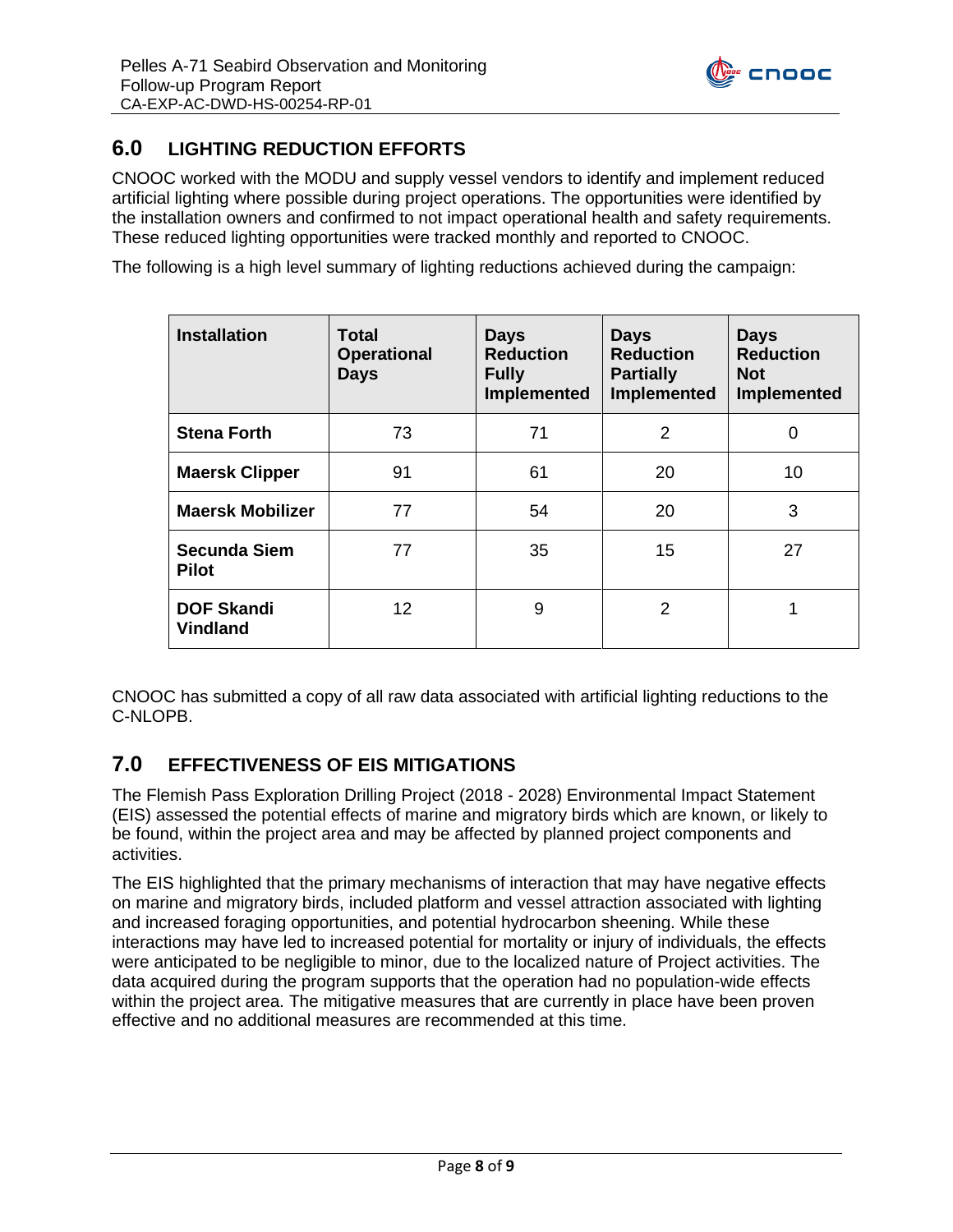## 6.0 LIGHTING REDUCTION EFFORTS

CNOOC worked with the MODU and supply vessel vendors to identify and implement reduced artificial lighting where possible during project operations. The opportunities were identified by the installation owners and confirmed to not impact operational health and safety requirements. These reduced lighting opportunities were tracked monthly and reported to CNOOC.

The following is a high level summary of lighting reductions achieved during the campaign:

| Installation | Total Operational Days | Days Reduction Fully Implemented | Days Reduction Partially Implemented | Days Reduction Not Implemented |
|---|---|---|---|---|
| **Stena Forth** | 73 | 71 | 2 | 0 |
| **Maersk Clipper** | 91 | 61 | 20 | 10 |
| **Maersk Mobilizer** | 77 | 54 | 20 | 3 |
| **Secunda Siem Pilot** | 77 | 35 | 15 | 27 |
| **DOF Skandi Vindland** | 12 | 9 | 2 | 1 |

CNOOC has submitted a copy of all raw data associated with artificial lighting reductions to the C-NLOPB.

## 7.0 EFFECTIVENESS OF EIS MITIGATIONS

The Flemish Pass Exploration Drilling Project (2018 - 2028) Environmental Impact Statement (EIS) assessed the potential effects of marine and migratory birds which are known, or likely to be found, within the project area and may be affected by planned project components and activities.

The EIS highlighted that the primary mechanisms of interaction that may have negative effects on marine and migratory birds, included platform and vessel attraction associated with lighting and increased foraging opportunities, and potential hydrocarbon sheening. While these interactions may have led to increased potential for mortality or injury of individuals, the effects were anticipated to be negligible to minor, due to the localized nature of Project activities. The data acquired during the program supports that the operation had no population-wide effects within the project area. The mitigative measures that are currently in place have been proven effective and no additional measures are recommended at this time.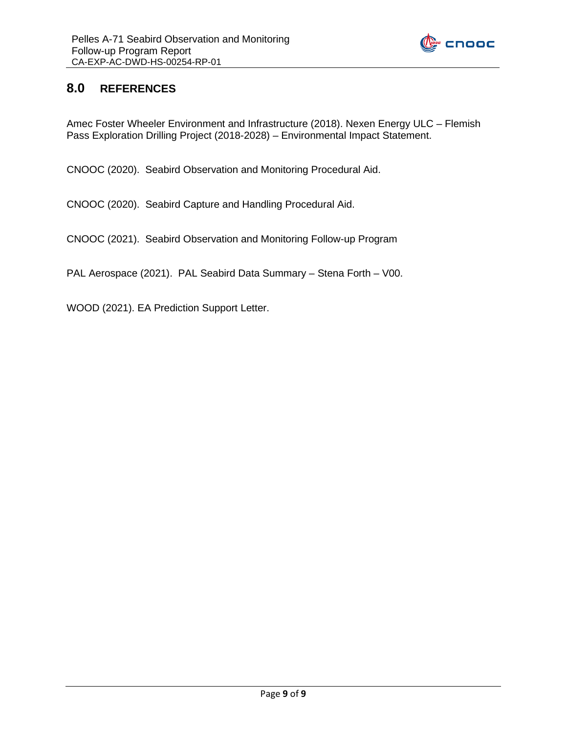## 8.0 REFERENCES

Amec Foster Wheeler Environment and Infrastructure (2018). Nexen Energy ULC – Flemish Pass Exploration Drilling Project (2018-2028) – Environmental Impact Statement.

CNOOC (2020). Seabird Observation and Monitoring Procedural Aid.

CNOOC (2020). Seabird Capture and Handling Procedural Aid.

CNOOC (2021). Seabird Observation and Monitoring Follow-up Program

PAL Aerospace (2021). PAL Seabird Data Summary – Stena Forth – V00.

WOOD (2021). EA Prediction Support Letter.